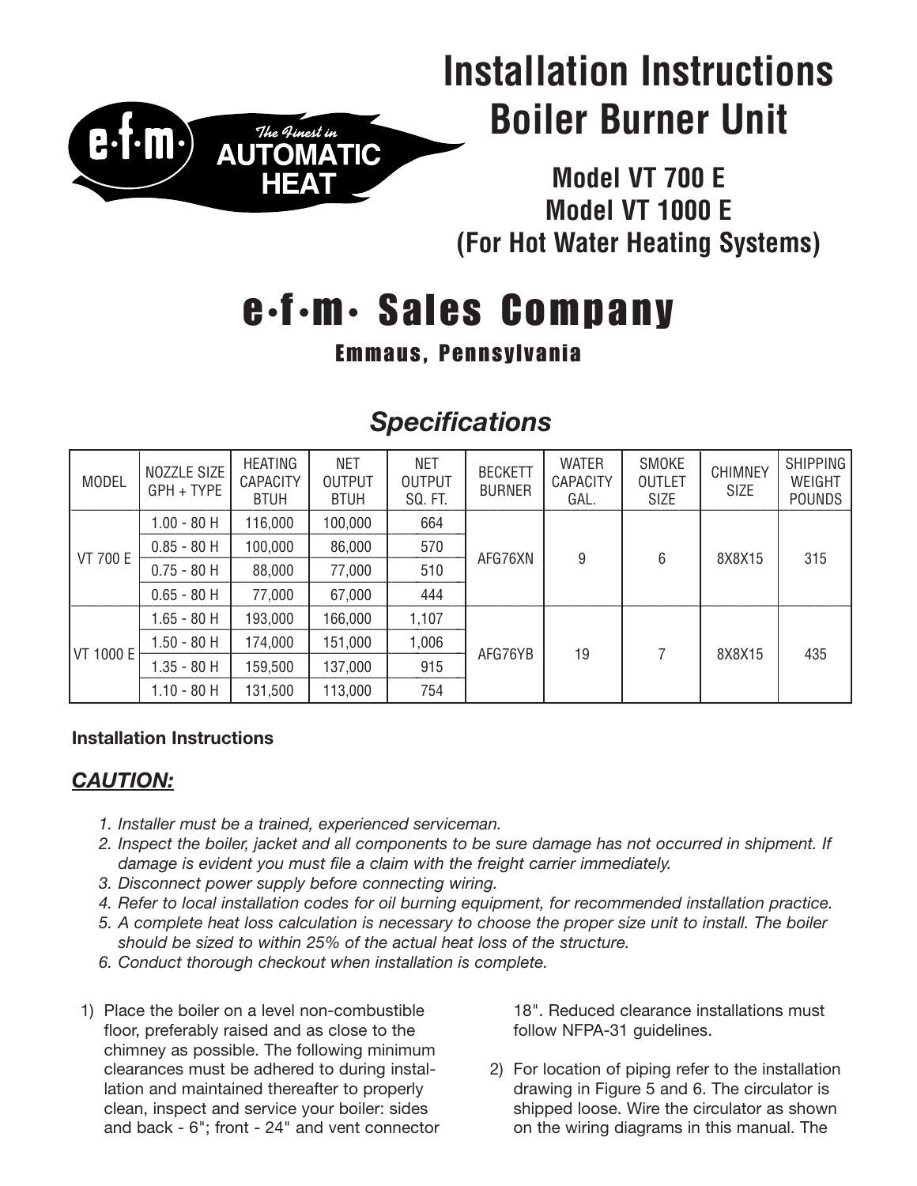# Installation Instructions Boiler Burner Unit

e·f·m· The Finest in AUTOMATIC HEAT

## Model VT 700 E
## Model VT 1000 E
## (For Hot Water Heating Systems)

# e·f·m· Sales Company

### Emmaus, Pennsylvania

## *Specifications*

| MODEL | NOZZLE SIZE GPH + TYPE | HEATING CAPACITY BTUH | NET OUTPUT BTUH | NET OUTPUT SQ. FT. | BECKETT BURNER | WATER CAPACITY GAL. | SMOKE OUTLET SIZE | CHIMNEY SIZE | SHIPPING WEIGHT POUNDS |
|---|---|---|---|---|---|---|---|---|---|
| VT 700 E | 1.00 - 80 H | 116,000 | 100,000 | 664 | AFG76XN | 9 | 6 | 8X8X15 | 315 |
| | 0.85 - 80 H | 100,000 | 86,000 | 570 | | | | | |
| | 0.75 - 80 H | 88,000 | 77,000 | 510 | | | | | |
| | 0.65 - 80 H | 77,000 | 67,000 | 444 | | | | | |
| VT 1000 E | 1.65 - 80 H | 193,000 | 166,000 | 1,107 | AFG76YB | 19 | 7 | 8X8X15 | 435 |
| | 1.50 - 80 H | 174,000 | 151,000 | 1,006 | | | | | |
| | 1.35 - 80 H | 159,500 | 137,000 | 915 | | | | | |
| | 1.10 - 80 H | 131,500 | 113,000 | 754 | | | | | |

**Installation Instructions**

## ***CAUTION:***

1. *Installer must be a trained, experienced serviceman.*
2. *Inspect the boiler, jacket and all components to be sure damage has not occurred in shipment. If damage is evident you must file a claim with the freight carrier immediately.*
3. *Disconnect power supply before connecting wiring.*
4. *Refer to local installation codes for oil burning equipment, for recommended installation practice.*
5. *A complete heat loss calculation is necessary to choose the proper size unit to install. The boiler should be sized to within 25% of the actual heat loss of the structure.*
6. *Conduct thorough checkout when installation is complete.*

1) Place the boiler on a level non-combustible floor, preferably raised and as close to the chimney as possible. The following minimum clearances must be adhered to during installation and maintained thereafter to properly clean, inspect and service your boiler: sides and back - 6"; front - 24" and vent connector 18". Reduced clearance installations must follow NFPA-31 guidelines.

2) For location of piping refer to the installation drawing in Figure 5 and 6. The circulator is shipped loose. Wire the circulator as shown on the wiring diagrams in this manual. The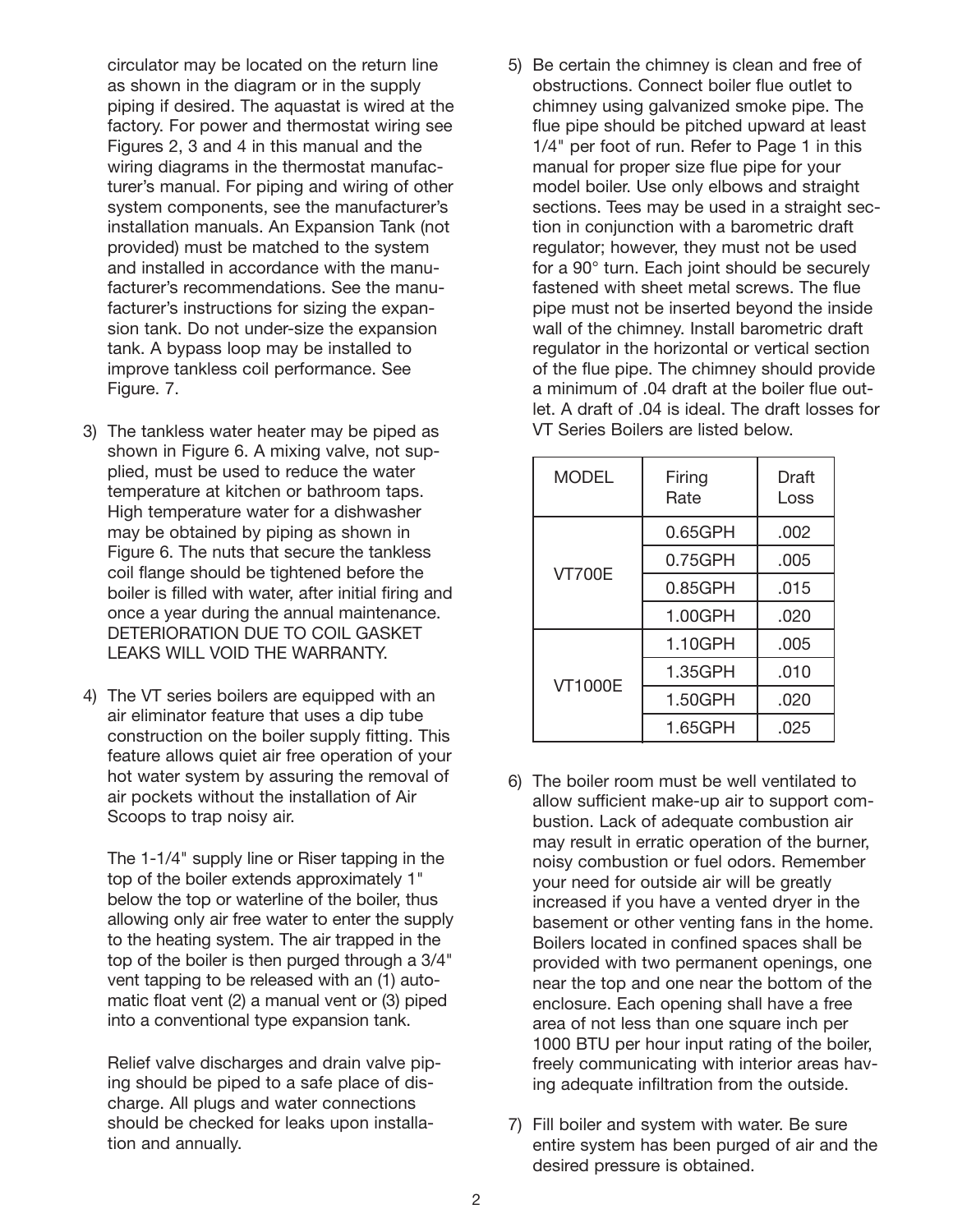circulator may be located on the return line as shown in the diagram or in the supply piping if desired. The aquastat is wired at the factory. For power and thermostat wiring see Figures 2, 3 and 4 in this manual and the wiring diagrams in the thermostat manufacturer's manual. For piping and wiring of other system components, see the manufacturer's installation manuals. An Expansion Tank (not provided) must be matched to the system and installed in accordance with the manufacturer's recommendations. See the manufacturer's instructions for sizing the expansion tank. Do not under-size the expansion tank. A bypass loop may be installed to improve tankless coil performance. See Figure. 7.

3) The tankless water heater may be piped as shown in Figure 6. A mixing valve, not supplied, must be used to reduce the water temperature at kitchen or bathroom taps. High temperature water for a dishwasher may be obtained by piping as shown in Figure 6. The nuts that secure the tankless coil flange should be tightened before the boiler is filled with water, after initial firing and once a year during the annual maintenance. DETERIORATION DUE TO COIL GASKET LEAKS WILL VOID THE WARRANTY.

4) The VT series boilers are equipped with an air eliminator feature that uses a dip tube construction on the boiler supply fitting. This feature allows quiet air free operation of your hot water system by assuring the removal of air pockets without the installation of Air Scoops to trap noisy air.

   The 1-1/4" supply line or Riser tapping in the top of the boiler extends approximately 1" below the top or waterline of the boiler, thus allowing only air free water to enter the supply to the heating system. The air trapped in the top of the boiler is then purged through a 3/4" vent tapping to be released with an (1) automatic float vent (2) a manual vent or (3) piped into a conventional type expansion tank.

   Relief valve discharges and drain valve piping should be piped to a safe place of discharge. All plugs and water connections should be checked for leaks upon installation and annually.

5) Be certain the chimney is clean and free of obstructions. Connect boiler flue outlet to chimney using galvanized smoke pipe. The flue pipe should be pitched upward at least 1/4" per foot of run. Refer to Page 1 in this manual for proper size flue pipe for your model boiler. Use only elbows and straight sections. Tees may be used in a straight section in conjunction with a barometric draft regulator; however, they must not be used for a 90° turn. Each joint should be securely fastened with sheet metal screws. The flue pipe must not be inserted beyond the inside wall of the chimney. Install barometric draft regulator in the horizontal or vertical section of the flue pipe. The chimney should provide a minimum of .04 draft at the boiler flue outlet. A draft of .04 is ideal. The draft losses for VT Series Boilers are listed below.

| MODEL | Firing Rate | Draft Loss |
|---|---|---|
| VT700E | 0.65GPH | .002 |
| | 0.75GPH | .005 |
| | 0.85GPH | .015 |
| | 1.00GPH | .020 |
| VT1000E | 1.10GPH | .005 |
| | 1.35GPH | .010 |
| | 1.50GPH | .020 |
| | 1.65GPH | .025 |

6) The boiler room must be well ventilated to allow sufficient make-up air to support combustion. Lack of adequate combustion air may result in erratic operation of the burner, noisy combustion or fuel odors. Remember your need for outside air will be greatly increased if you have a vented dryer in the basement or other venting fans in the home. Boilers located in confined spaces shall be provided with two permanent openings, one near the top and one near the bottom of the enclosure. Each opening shall have a free area of not less than one square inch per 1000 BTU per hour input rating of the boiler, freely communicating with interior areas having adequate infiltration from the outside.

7) Fill boiler and system with water. Be sure entire system has been purged of air and the desired pressure is obtained.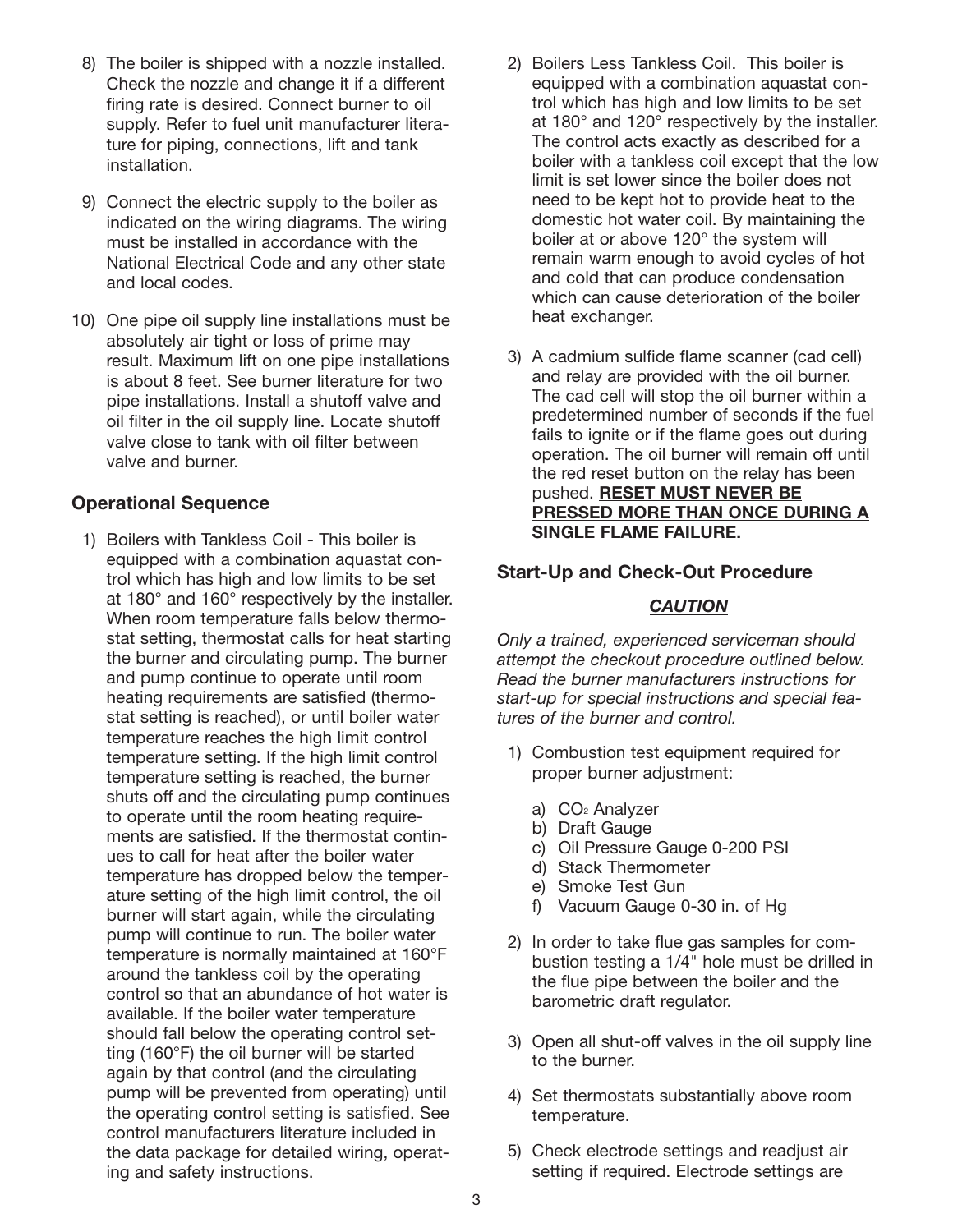8) The boiler is shipped with a nozzle installed. Check the nozzle and change it if a different firing rate is desired. Connect burner to oil supply. Refer to fuel unit manufacturer literature for piping, connections, lift and tank installation.

9) Connect the electric supply to the boiler as indicated on the wiring diagrams. The wiring must be installed in accordance with the National Electrical Code and any other state and local codes.

10) One pipe oil supply line installations must be absolutely air tight or loss of prime may result. Maximum lift on one pipe installations is about 8 feet. See burner literature for two pipe installations. Install a shutoff valve and oil filter in the oil supply line. Locate shutoff valve close to tank with oil filter between valve and burner.

### Operational Sequence

1) Boilers with Tankless Coil - This boiler is equipped with a combination aquastat control which has high and low limits to be set at 180° and 160° respectively by the installer. When room temperature falls below thermostat setting, thermostat calls for heat starting the burner and circulating pump. The burner and pump continue to operate until room heating requirements are satisfied (thermostat setting is reached), or until boiler water temperature reaches the high limit control temperature setting. If the high limit control temperature setting is reached, the burner shuts off and the circulating pump continues to operate until the room heating requirements are satisfied. If the thermostat continues to call for heat after the boiler water temperature has dropped below the temperature setting of the high limit control, the oil burner will start again, while the circulating pump will continue to run. The boiler water temperature is normally maintained at 160°F around the tankless coil by the operating control so that an abundance of hot water is available. If the boiler water temperature should fall below the operating control setting (160°F) the oil burner will be started again by that control (and the circulating pump will be prevented from operating) until the operating control setting is satisfied. See control manufacturers literature included in the data package for detailed wiring, operating and safety instructions.

2) Boilers Less Tankless Coil. This boiler is equipped with a combination aquastat control which has high and low limits to be set at 180° and 120° respectively by the installer. The control acts exactly as described for a boiler with a tankless coil except that the low limit is set lower since the boiler does not need to be kept hot to provide heat to the domestic hot water coil. By maintaining the boiler at or above 120° the system will remain warm enough to avoid cycles of hot and cold that can produce condensation which can cause deterioration of the boiler heat exchanger.

3) A cadmium sulfide flame scanner (cad cell) and relay are provided with the oil burner. The cad cell will stop the oil burner within a predetermined number of seconds if the fuel fails to ignite or if the flame goes out during operation. The oil burner will remain off until the red reset button on the relay has been pushed. **RESET MUST NEVER BE PRESSED MORE THAN ONCE DURING A SINGLE FLAME FAILURE.**

### Start-Up and Check-Out Procedure

***CAUTION***

*Only a trained, experienced serviceman should attempt the checkout procedure outlined below. Read the burner manufacturers instructions for start-up for special instructions and special features of the burner and control.*

1) Combustion test equipment required for proper burner adjustment:

   a) $CO_2$ Analyzer
   b) Draft Gauge
   c) Oil Pressure Gauge 0-200 PSI
   d) Stack Thermometer
   e) Smoke Test Gun
   f) Vacuum Gauge 0-30 in. of Hg

2) In order to take flue gas samples for combustion testing a 1/4" hole must be drilled in the flue pipe between the boiler and the barometric draft regulator.

3) Open all shut-off valves in the oil supply line to the burner.

4) Set thermostats substantially above room temperature.

5) Check electrode settings and readjust air setting if required. Electrode settings are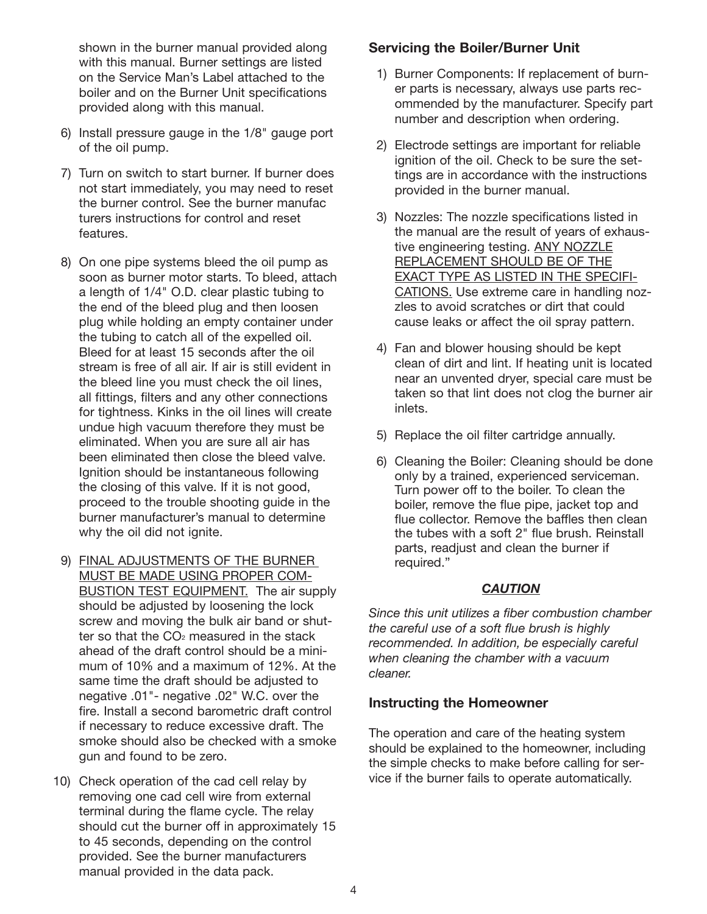shown in the burner manual provided along with this manual. Burner settings are listed on the Service Man's Label attached to the boiler and on the Burner Unit specifications provided along with this manual.

6) Install pressure gauge in the 1/8" gauge port of the oil pump.

7) Turn on switch to start burner. If burner does not start immediately, you may need to reset the burner control. See the burner manufac turers instructions for control and reset features.

8) On one pipe systems bleed the oil pump as soon as burner motor starts. To bleed, attach a length of 1/4" O.D. clear plastic tubing to the end of the bleed plug and then loosen plug while holding an empty container under the tubing to catch all of the expelled oil. Bleed for at least 15 seconds after the oil stream is free of all air. If air is still evident in the bleed line you must check the oil lines, all fittings, filters and any other connections for tightness. Kinks in the oil lines will create undue high vacuum therefore they must be eliminated. When you are sure all air has been eliminated then close the bleed valve. Ignition should be instantaneous following the closing of this valve. If it is not good, proceed to the trouble shooting guide in the burner manufacturer's manual to determine why the oil did not ignite.

9) <u>FINAL ADJUSTMENTS OF THE BURNER MUST BE MADE USING PROPER COMBUSTION TEST EQUIPMENT.</u> The air supply should be adjusted by loosening the lock screw and moving the bulk air band or shutter so that the $CO_2$ measured in the stack ahead of the draft control should be a minimum of 10% and a maximum of 12%. At the same time the draft should be adjusted to negative .01"- negative .02" W.C. over the fire. Install a second barometric draft control if necessary to reduce excessive draft. The smoke should also be checked with a smoke gun and found to be zero.

10) Check operation of the cad cell relay by removing one cad cell wire from external terminal during the flame cycle. The relay should cut the burner off in approximately 15 to 45 seconds, depending on the control provided. See the burner manufacturers manual provided in the data pack.

### Servicing the Boiler/Burner Unit

1) Burner Components: If replacement of burner parts is necessary, always use parts recommended by the manufacturer. Specify part number and description when ordering.

2) Electrode settings are important for reliable ignition of the oil. Check to be sure the settings are in accordance with the instructions provided in the burner manual.

3) Nozzles: The nozzle specifications listed in the manual are the result of years of exhaustive engineering testing. <u>ANY NOZZLE REPLACEMENT SHOULD BE OF THE EXACT TYPE AS LISTED IN THE SPECIFICATIONS.</u> Use extreme care in handling nozzles to avoid scratches or dirt that could cause leaks or affect the oil spray pattern.

4) Fan and blower housing should be kept clean of dirt and lint. If heating unit is located near an unvented dryer, special care must be taken so that lint does not clog the burner air inlets.

5) Replace the oil filter cartridge annually.

6) Cleaning the Boiler: Cleaning should be done only by a trained, experienced serviceman. Turn power off to the boiler. To clean the boiler, remove the flue pipe, jacket top and flue collector. Remove the baffles then clean the tubes with a soft 2" flue brush. Reinstall parts, readjust and clean the burner if required."

***<u>CAUTION</u>***

*Since this unit utilizes a fiber combustion chamber the careful use of a soft flue brush is highly recommended. In addition, be especially careful when cleaning the chamber with a vacuum cleaner.*

### Instructing the Homeowner

The operation and care of the heating system should be explained to the homeowner, including the simple checks to make before calling for service if the burner fails to operate automatically.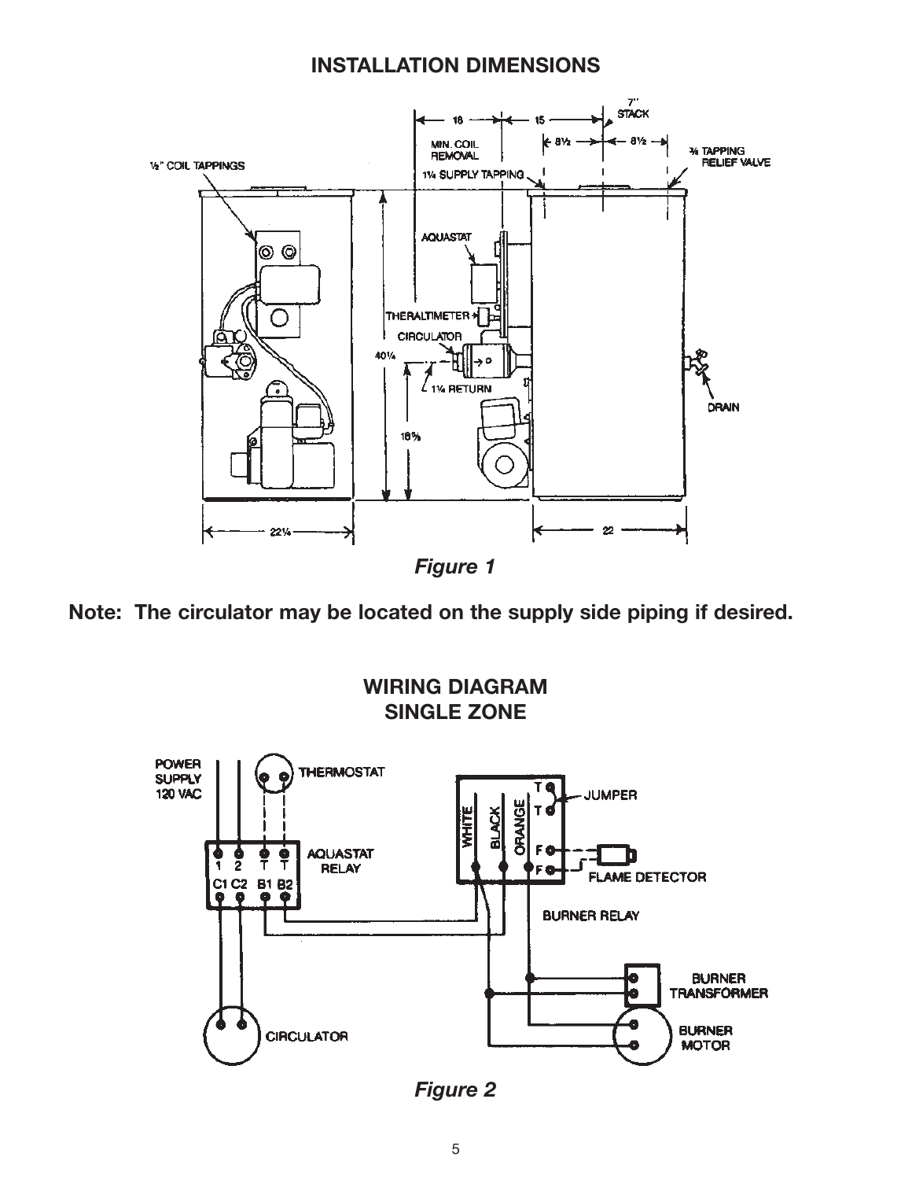## INSTALLATION DIMENSIONS

*Figure 1*

**Note: The circulator may be located on the supply side piping if desired.**

## WIRING DIAGRAM
## SINGLE ZONE

*Figure 2*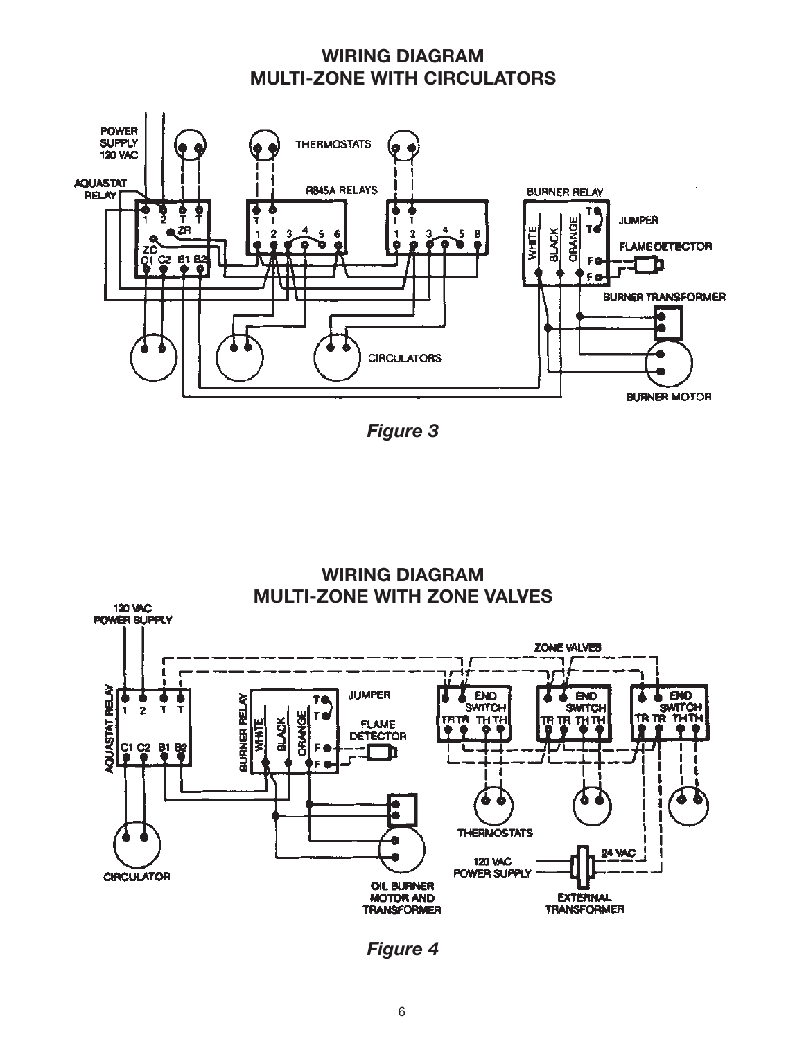## WIRING DIAGRAM
## MULTI-ZONE WITH CIRCULATORS

*Figure 3*

## WIRING DIAGRAM
## MULTI-ZONE WITH ZONE VALVES

*Figure 4*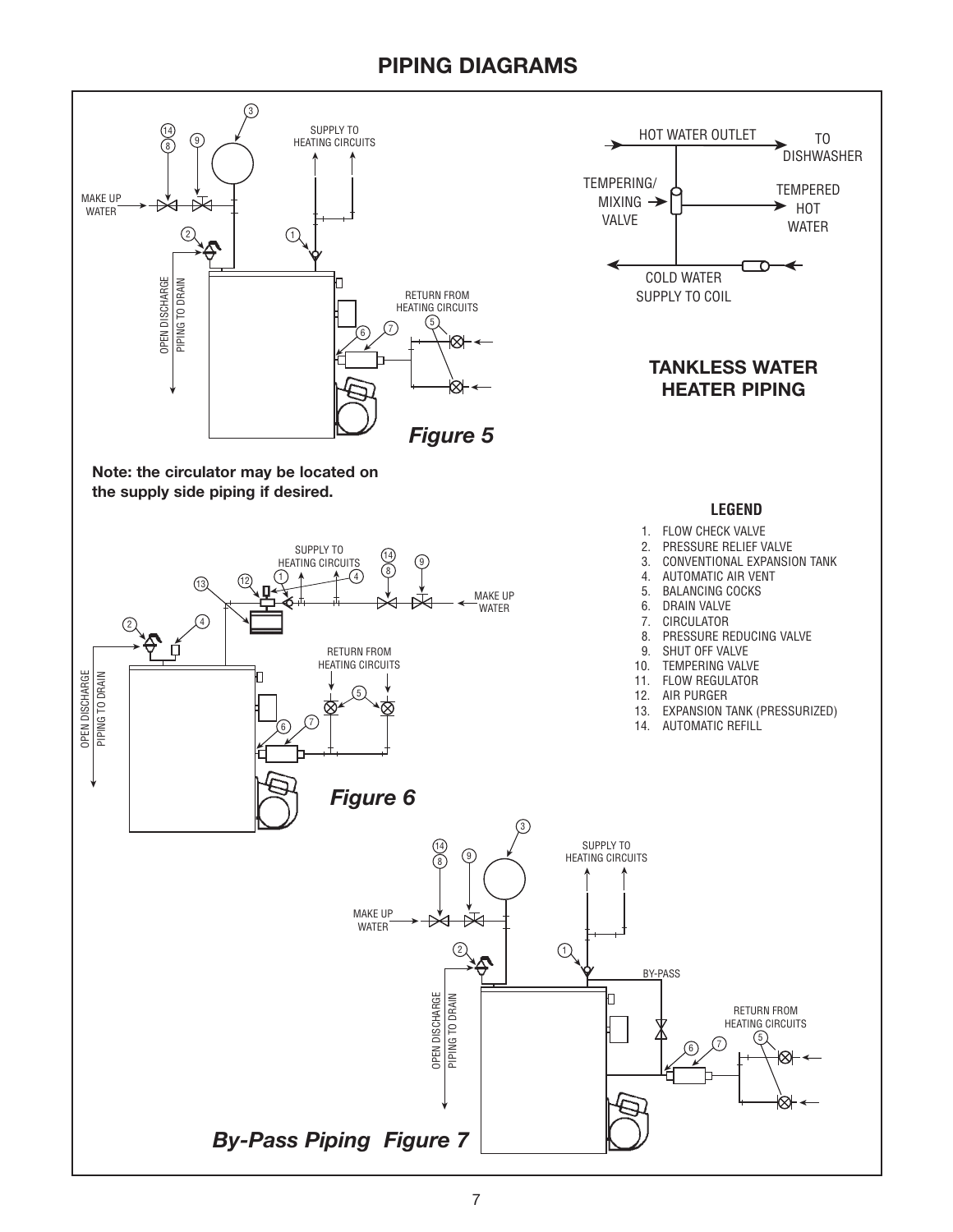# PIPING DIAGRAMS

MAKE UP WATER

SUPPLY TO HEATING CIRCUITS

OPEN DISCHARGE PIPING TO DRAIN

RETURN FROM HEATING CIRCUITS

*Figure 5*

HOT WATER OUTLET → TO DISHWASHER

TEMPERING/ MIXING VALVE

TEMPERED HOT WATER

COLD WATER SUPPLY TO COIL

## TANKLESS WATER HEATER PIPING

**Note: the circulator may be located on the supply side piping if desired.**

### LEGEND

1. FLOW CHECK VALVE
2. PRESSURE RELIEF VALVE
3. CONVENTIONAL EXPANSION TANK
4. AUTOMATIC AIR VENT
5. BALANCING COCKS
6. DRAIN VALVE
7. CIRCULATOR
8. PRESSURE REDUCING VALVE
9. SHUT OFF VALVE
10. TEMPERING VALVE
11. FLOW REGULATOR
12. AIR PURGER
13. EXPANSION TANK (PRESSURIZED)
14. AUTOMATIC REFILL

SUPPLY TO HEATING CIRCUITS

MAKE UP WATER

OPEN DISCHARGE PIPING TO DRAIN

RETURN FROM HEATING CIRCUITS

*Figure 6*

MAKE UP WATER

SUPPLY TO HEATING CIRCUITS

BY-PASS

OPEN DISCHARGE PIPING TO DRAIN

RETURN FROM HEATING CIRCUITS

*By-Pass Piping Figure 7*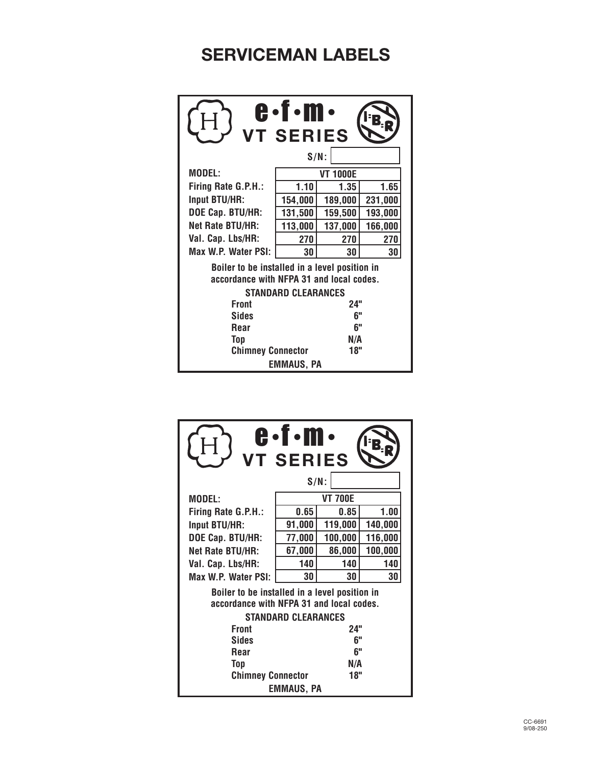# SERVICEMAN LABELS

**e·f·m·**
**VT SERIES**

S/N:

| MODEL: | VT 1000E | | |
|---|---|---|---|
| Firing Rate G.P.H.: | 1.10 | 1.35 | 1.65 |
| Input BTU/HR: | 154,000 | 189,000 | 231,000 |
| DOE Cap. BTU/HR: | 131,500 | 159,500 | 193,000 |
| Net Rate BTU/HR: | 113,000 | 137,000 | 166,000 |
| Val. Cap. Lbs/HR: | 270 | 270 | 270 |
| Max W.P. Water PSI: | 30 | 30 | 30 |

**Boiler to be installed in a level position in accordance with NFPA 31 and local codes.**

**STANDARD CLEARANCES**

| | |
|---|---|
| Front | 24" |
| Sides | 6" |
| Rear | 6" |
| Top | N/A |
| Chimney Connector | 18" |

**EMMAUS, PA**

---

**e·f·m·**
**VT SERIES**

S/N:

| MODEL: | VT 700E | | |
|---|---|---|---|
| Firing Rate G.P.H.: | 0.65 | 0.85 | 1.00 |
| Input BTU/HR: | 91,000 | 119,000 | 140,000 |
| DOE Cap. BTU/HR: | 77,000 | 100,000 | 116,000 |
| Net Rate BTU/HR: | 67,000 | 86,000 | 100,000 |
| Val. Cap. Lbs/HR: | 140 | 140 | 140 |
| Max W.P. Water PSI: | 30 | 30 | 30 |

**Boiler to be installed in a level position in accordance with NFPA 31 and local codes.**

**STANDARD CLEARANCES**

| | |
|---|---|
| Front | 24" |
| Sides | 6" |
| Rear | 6" |
| Top | N/A |
| Chimney Connector | 18" |

**EMMAUS, PA**

CC-6691
9/08-250